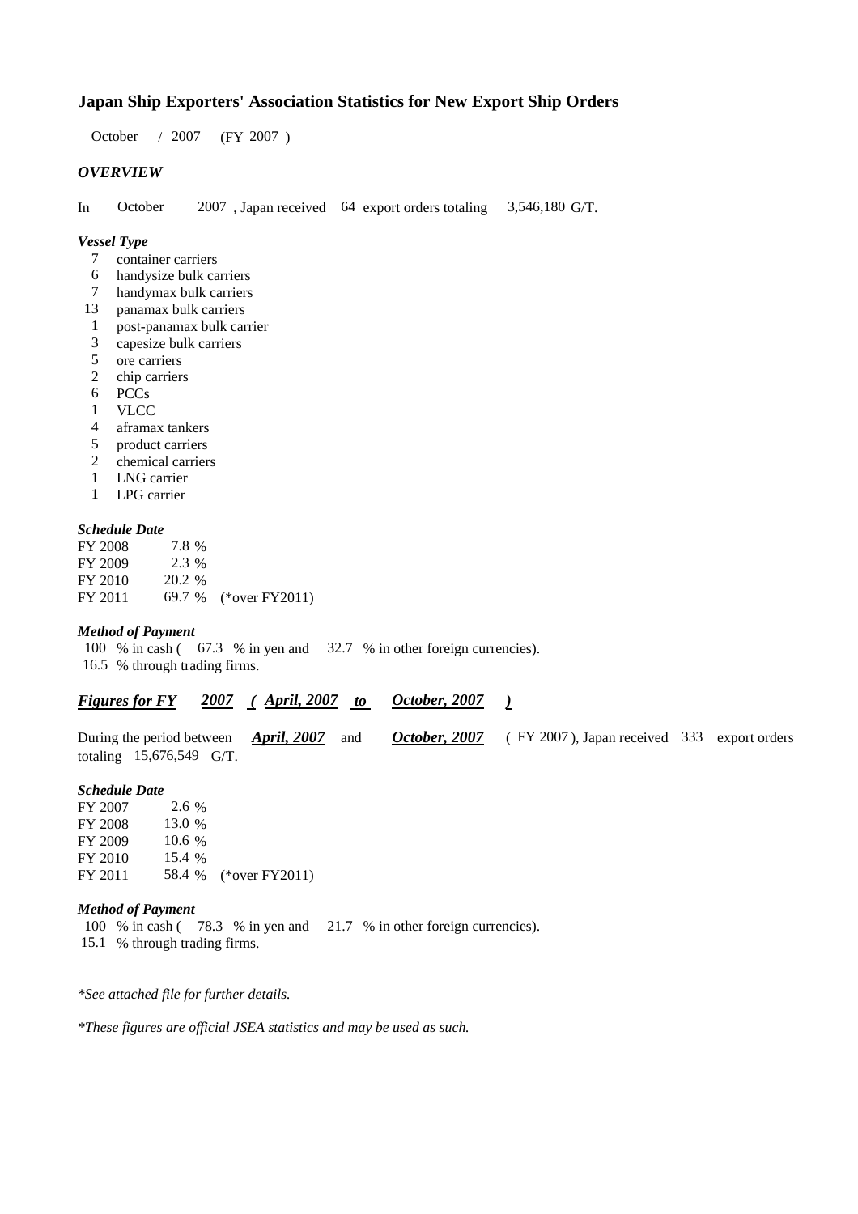# Japan Ship Exporters' Association Statistics for New Export Ship Orders

October / 2007 (FY 2007 )

## *OVERVIEW*

In October 2007 , Japan received 64 export orders totaling 3,546,180 G/T.

### *Vessel Type*

- 7 container carriers
- 6 handysize bulk carriers
- 7 handymax bulk carriers
- 13 panamax bulk carriers
- 1 post-panamax bulk carrier
- 3 capesize bulk carriers
- 5 ore carriers
- 2 chip carriers
- 6 PCCs
- 1 VLCC
- 4 aframax tankers
- 5 product carriers
- 2 chemical carriers
- 1 LNG carrier
- 1 LPG carrier

### *Schedule Date*

| | | |
|---|---|---|
| FY 2008 | 7.8 % | |
| FY 2009 | 2.3 % | |
| FY 2010 | 20.2 % | |
| FY 2011 | 69.7 % | (*over FY2011) |

### *Method of Payment*

100 % in cash ( 67.3 % in yen and 32.7 % in other foreign currencies).
16.5 % through trading firms.

## ***Figures for FY 2007 ( April, 2007 to October, 2007 )***

During the period between ***April, 2007*** and ***October, 2007*** ( FY 2007 ), Japan received 333 export orders totaling 15,676,549 G/T.

### *Schedule Date*

| | | |
|---|---|---|
| FY 2007 | 2.6 % | |
| FY 2008 | 13.0 % | |
| FY 2009 | 10.6 % | |
| FY 2010 | 15.4 % | |
| FY 2011 | 58.4 % | (*over FY2011) |

### *Method of Payment*

100 % in cash ( 78.3 % in yen and 21.7 % in other foreign currencies).
15.1 % through trading firms.

*\*See attached file for further details.*

*\*These figures are official JSEA statistics and may be used as such.*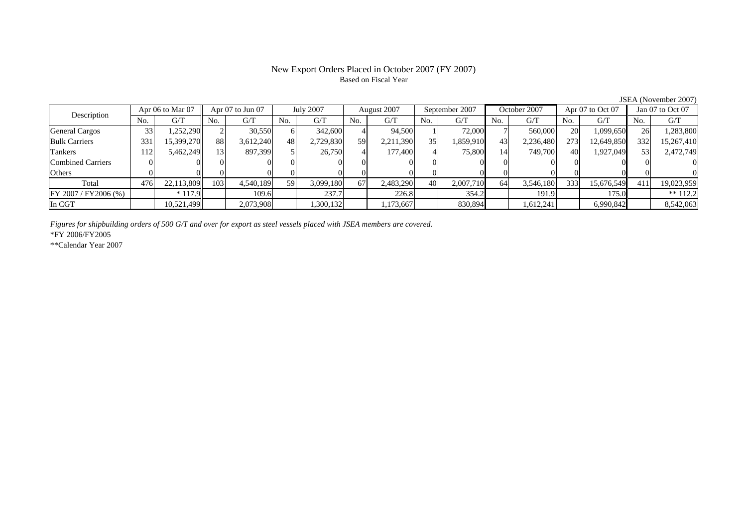# New Export Orders Placed in October 2007 (FY 2007)

Based on Fiscal Year

JSEA (November 2007)

| Description | Apr 06 to Mar 07 | | Apr 07 to Jun 07 | | July 2007 | | August 2007 | | September 2007 | | October 2007 | | Apr 07 to Oct 07 | | Jan 07 to Oct 07 | |
|---|---|---|---|---|---|---|---|---|---|---|---|---|---|---|---|---|
| | No. | G/T | No. | G/T | No. | G/T | No. | G/T | No. | G/T | No. | G/T | No. | G/T | No. | G/T |
| General Cargos | 33 | 1,252,290 | 2 | 30,550 | 6 | 342,600 | 4 | 94,500 | 1 | 72,000 | 7 | 560,000 | 20 | 1,099,650 | 26 | 1,283,800 |
| Bulk Carriers | 331 | 15,399,270 | 88 | 3,612,240 | 48 | 2,729,830 | 59 | 2,211,390 | 35 | 1,859,910 | 43 | 2,236,480 | 273 | 12,649,850 | 332 | 15,267,410 |
| Tankers | 112 | 5,462,249 | 13 | 897,399 | 5 | 26,750 | 4 | 177,400 | 4 | 75,800 | 14 | 749,700 | 40 | 1,927,049 | 53 | 2,472,749 |
| Combined Carriers | 0 | 0 | 0 | 0 | 0 | 0 | 0 | 0 | 0 | 0 | 0 | 0 | 0 | 0 | 0 | 0 |
| Others | 0 | 0 | 0 | 0 | 0 | 0 | 0 | 0 | 0 | 0 | 0 | 0 | 0 | 0 | 0 | 0 |
| Total | 476 | 22,113,809 | 103 | 4,540,189 | 59 | 3,099,180 | 67 | 2,483,290 | 40 | 2,007,710 | 64 | 3,546,180 | 333 | 15,676,549 | 411 | 19,023,959 |
| FY 2007 / FY2006 (%) | | * 117.9 | | 109.6 | | 237.7 | | 226.8 | | 354.2 | | 191.9 | | 175.0 | | ** 112.2 |
| In CGT | | 10,521,499 | | 2,073,908 | | 1,300,132 | | 1,173,667 | | 830,894 | | 1,612,241 | | 6,990,842 | | 8,542,063 |

*Figures for shipbuilding orders of 500 G/T and over for export as steel vessels placed with JSEA members are covered.*

*FY 2006/FY2005

**Calendar Year 2007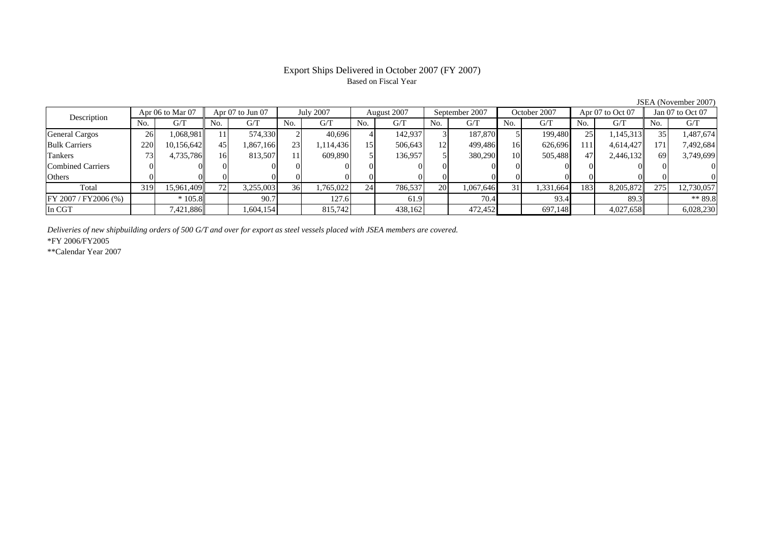# Export Ships Delivered in October 2007 (FY 2007)

Based on Fiscal Year

JSEA (November 2007)

| Description | Apr 06 to Mar 07 | | Apr 07 to Jun 07 | | July 2007 | | August 2007 | | September 2007 | | October 2007 | | Apr 07 to Oct 07 | | Jan 07 to Oct 07 | |
|---|---|---|---|---|---|---|---|---|---|---|---|---|---|---|---|---|
| | No. | G/T | No. | G/T | No. | G/T | No. | G/T | No. | G/T | No. | G/T | No. | G/T | No. | G/T |
| General Cargos | 26 | 1,068,981 | 11 | 574,330 | 2 | 40,696 | 4 | 142,937 | 3 | 187,870 | 5 | 199,480 | 25 | 1,145,313 | 35 | 1,487,674 |
| Bulk Carriers | 220 | 10,156,642 | 45 | 1,867,166 | 23 | 1,114,436 | 15 | 506,643 | 12 | 499,486 | 16 | 626,696 | 111 | 4,614,427 | 171 | 7,492,684 |
| Tankers | 73 | 4,735,786 | 16 | 813,507 | 11 | 609,890 | 5 | 136,957 | 5 | 380,290 | 10 | 505,488 | 47 | 2,446,132 | 69 | 3,749,699 |
| Combined Carriers | 0 | 0 | 0 | 0 | 0 | 0 | 0 | 0 | 0 | 0 | 0 | 0 | 0 | 0 | 0 | 0 |
| Others | 0 | 0 | 0 | 0 | 0 | 0 | 0 | 0 | 0 | 0 | 0 | 0 | 0 | 0 | 0 | 0 |
| Total | 319 | 15,961,409 | 72 | 3,255,003 | 36 | 1,765,022 | 24 | 786,537 | 20 | 1,067,646 | 31 | 1,331,664 | 183 | 8,205,872 | 275 | 12,730,057 |
| FY 2007 / FY2006 (%) | | * 105.8 | | 90.7 | | 127.6 | | 61.9 | | 70.4 | | 93.4 | | 89.3 | | ** 89.8 |
| In CGT | | 7,421,886 | | 1,604,154 | | 815,742 | | 438,162 | | 472,452 | | 697,148 | | 4,027,658 | | 6,028,230 |

*Deliveries of new shipbuilding orders of 500 G/T and over for export as steel vessels placed with JSEA members are covered.*

*FY 2006/FY2005

**Calendar Year 2007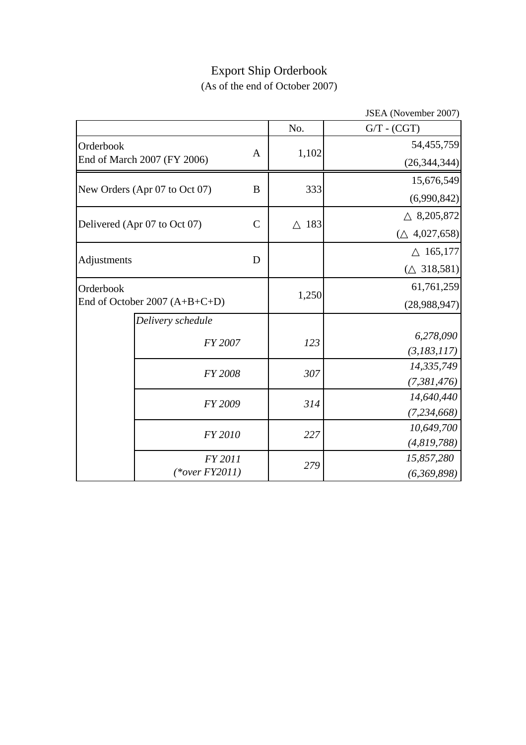# Export Ship Orderbook

(As of the end of October 2007)

JSEA (November 2007)

| | | | No. | G/T - (CGT) |
|---|---|---|---|---|
| Orderbook<br>End of March 2007 (FY 2006) | | A | 1,102 | 54,455,759<br>(26,344,344) |
| New Orders (Apr 07 to Oct 07) | | B | 333 | 15,676,549<br>(6,990,842) |
| Delivered (Apr 07 to Oct 07) | | C | △ 183 | △ 8,205,872<br>(△ 4,027,658) |
| Adjustments | | D | | △ 165,177<br>(△ 318,581) |
| Orderbook<br>End of October 2007 (A+B+C+D) | | | 1,250 | 61,761,259<br>(28,988,947) |
| | *Delivery schedule* | | | |
| | *FY 2007* | | *123* | *6,278,090*<br>*(3,183,117)* |
| | *FY 2008* | | *307* | *14,335,749*<br>*(7,381,476)* |
| | *FY 2009* | | *314* | *14,640,440*<br>*(7,234,668)* |
| | *FY 2010* | | *227* | *10,649,700*<br>*(4,819,788)* |
| | *FY 2011*<br>*(*over FY2011)* | | *279* | *15,857,280*<br>*(6,369,898)* |